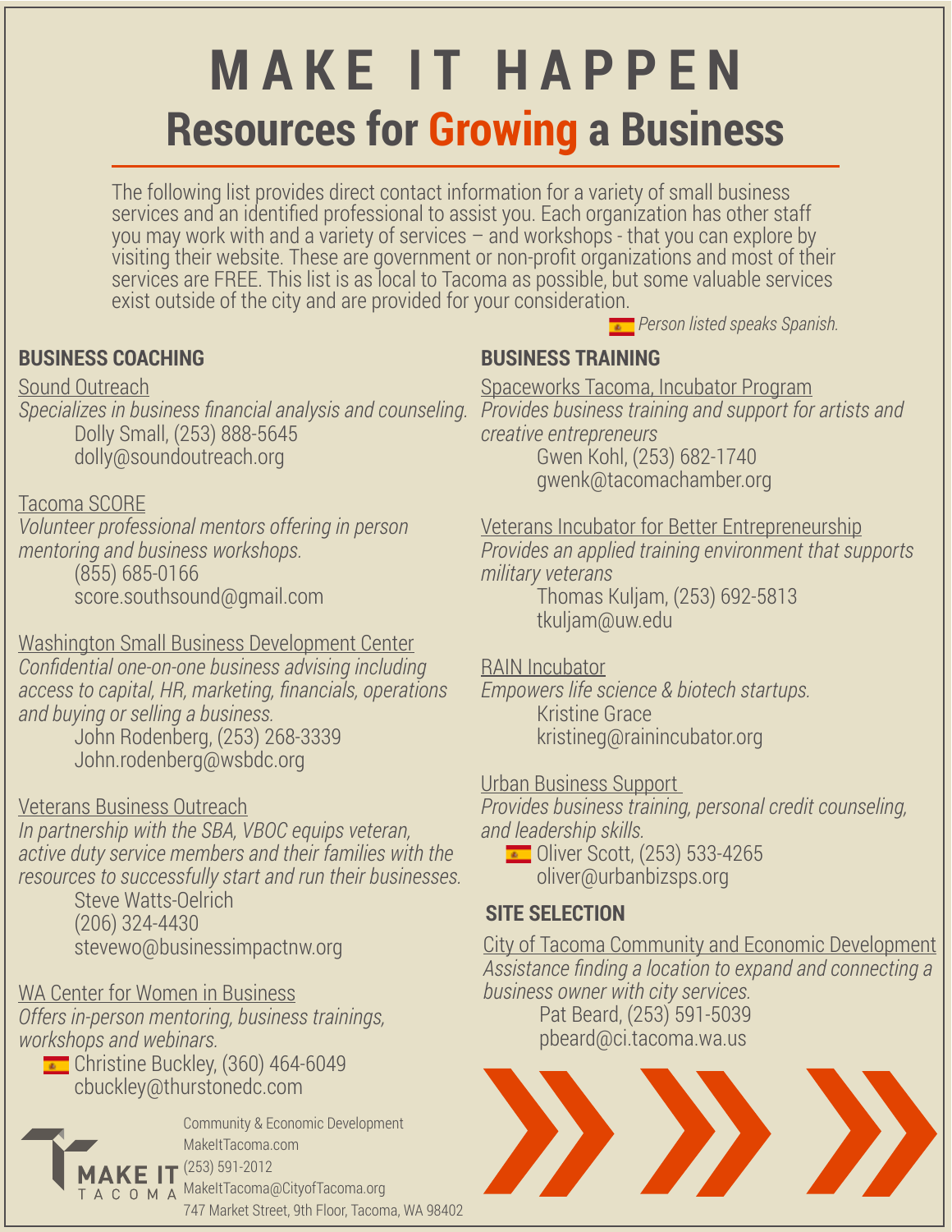# MAKE IT HAPPEN

## Resources for Growing a Business

The following list provides direct contact information for a variety of small business services and an identified professional to assist you. Each organization has other staff you may work with and a variety of services – and workshops - that you can explore by visiting their website. These are government or non-profit organizations and most of their services are FREE. This list is as local to Tacoma as possible, but some valuable services exist outside of the city and are provided for your consideration.

*🇪🇸 Person listed speaks Spanish.*

### BUSINESS COACHING

Sound Outreach
*Specializes in business financial analysis and counseling.*
Dolly Small, (253) 888-5645
dolly@soundoutreach.org

Tacoma SCORE
*Volunteer professional mentors offering in person mentoring and business workshops.*
(855) 685-0166
score.southsound@gmail.com

Washington Small Business Development Center
*Confidential one-on-one business advising including access to capital, HR, marketing, financials, operations and buying or selling a business.*
John Rodenberg, (253) 268-3339
John.rodenberg@wsbdc.org

Veterans Business Outreach
*In partnership with the SBA, VBOC equips veteran, active duty service members and their families with the resources to successfully start and run their businesses.*
Steve Watts-Oelrich
(206) 324-4430
stevewo@businessimpactnw.org

WA Center for Women in Business
*Offers in-person mentoring, business trainings, workshops and webinars.*
🇪🇸 Christine Buckley, (360) 464-6049
cbuckley@thurstonedc.com

### BUSINESS TRAINING

Spaceworks Tacoma, Incubator Program
*Provides business training and support for artists and creative entrepreneurs*
Gwen Kohl, (253) 682-1740
gwenk@tacomachamber.org

Veterans Incubator for Better Entrepreneurship
*Provides an applied training environment that supports military veterans*
Thomas Kuljam, (253) 692-5813
tkuljam@uw.edu

RAIN Incubator
*Empowers life science & biotech startups.*
Kristine Grace
kristineg@rainincubator.org

Urban Business Support
*Provides business training, personal credit counseling, and leadership skills.*
🇪🇸 Oliver Scott, (253) 533-4265
oliver@urbanbizsps.org

### SITE SELECTION

City of Tacoma Community and Economic Development
*Assistance finding a location to expand and connecting a business owner with city services.*
Pat Beard, (253) 591-5039
pbeard@ci.tacoma.wa.us

MAKE IT TACOMA
Community & Economic Development
MakeItTacoma.com
(253) 591-2012
MakeItTacoma@CityofTacoma.org
747 Market Street, 9th Floor, Tacoma, WA 98402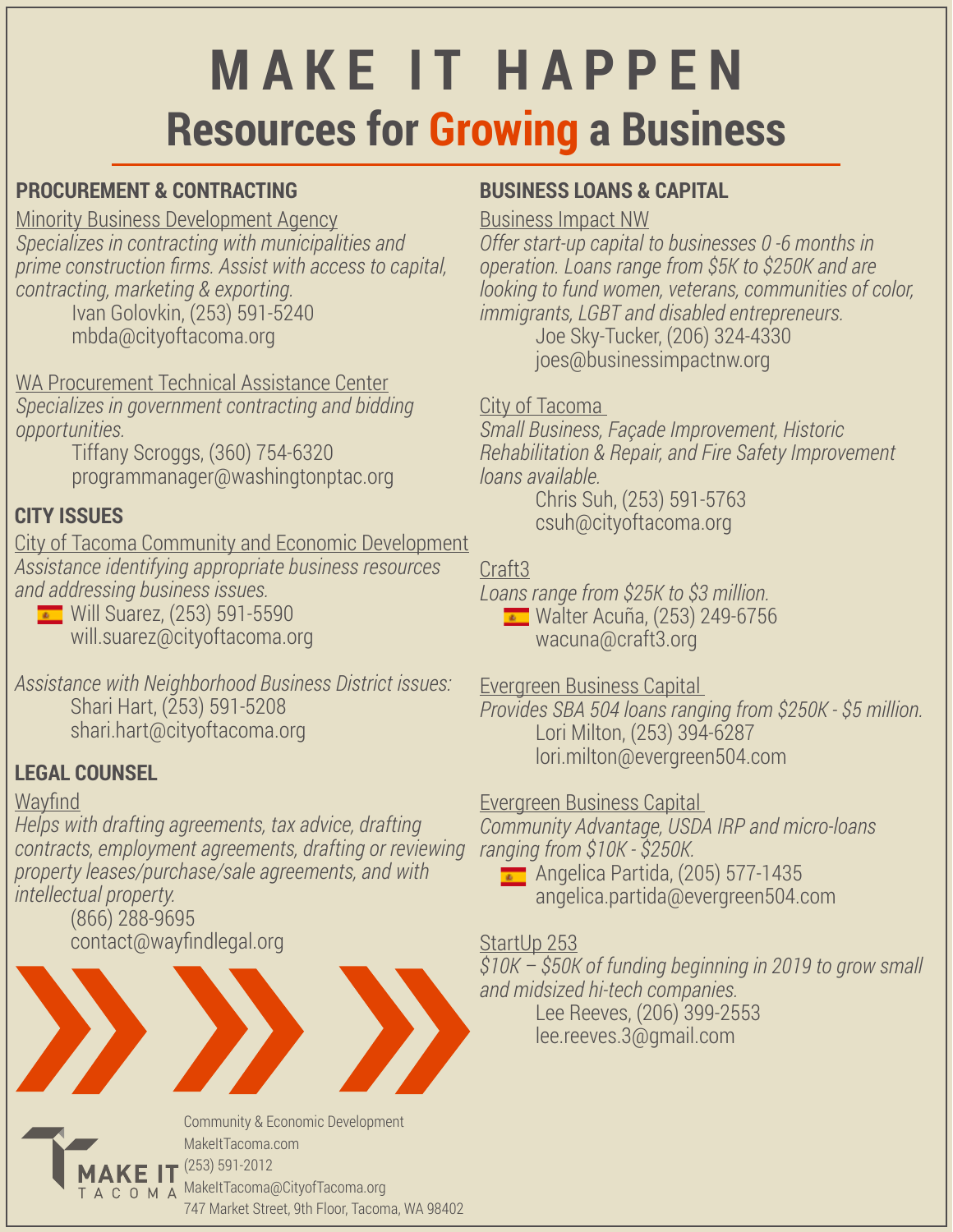# MAKE IT HAPPEN

## Resources for Growing a Business

### PROCUREMENT & CONTRACTING

Minority Business Development Agency

*Specializes in contracting with municipalities and prime construction firms. Assist with access to capital, contracting, marketing & exporting.*

Ivan Golovkin, (253) 591-5240
mbda@cityoftacoma.org

WA Procurement Technical Assistance Center

*Specializes in government contracting and bidding opportunities.*

Tiffany Scroggs, (360) 754-6320
programmanager@washingtonptac.org

### CITY ISSUES

City of Tacoma Community and Economic Development

*Assistance identifying appropriate business resources and addressing business issues.*

Will Suarez, (253) 591-5590
will.suarez@cityoftacoma.org

*Assistance with Neighborhood Business District issues:*

Shari Hart, (253) 591-5208
shari.hart@cityoftacoma.org

### LEGAL COUNSEL

Wayfind

*Helps with drafting agreements, tax advice, drafting contracts, employment agreements, drafting or reviewing property leases/purchase/sale agreements, and with intellectual property.*

(866) 288-9695
contact@wayfindlegal.org

### BUSINESS LOANS & CAPITAL

Business Impact NW

*Offer start-up capital to businesses 0 -6 months in operation. Loans range from $5K to $250K and are looking to fund women, veterans, communities of color, immigrants, LGBT and disabled entrepreneurs.*

Joe Sky-Tucker, (206) 324-4330
joes@businessimpactnw.org

City of Tacoma

*Small Business, Façade Improvement, Historic Rehabilitation & Repair, and Fire Safety Improvement loans available.*

Chris Suh, (253) 591-5763
csuh@cityoftacoma.org

Craft3

*Loans range from $25K to $3 million.*

Walter Acuña, (253) 249-6756
wacuna@craft3.org

Evergreen Business Capital

*Provides SBA 504 loans ranging from $250K - $5 million.*

Lori Milton, (253) 394-6287
lori.milton@evergreen504.com

Evergreen Business Capital

*Community Advantage, USDA IRP and micro-loans ranging from $10K - $250K.*

Angelica Partida, (205) 577-1435
angelica.partida@evergreen504.com

StartUp 253

*$10K – $50K of funding beginning in 2019 to grow small and midsized hi-tech companies.*

Lee Reeves, (206) 399-2553
lee.reeves.3@gmail.com

MAKE IT TACOMA

Community & Economic Development
MakeItTacoma.com
(253) 591-2012
MakeItTacoma@CityofTacoma.org
747 Market Street, 9th Floor, Tacoma, WA 98402